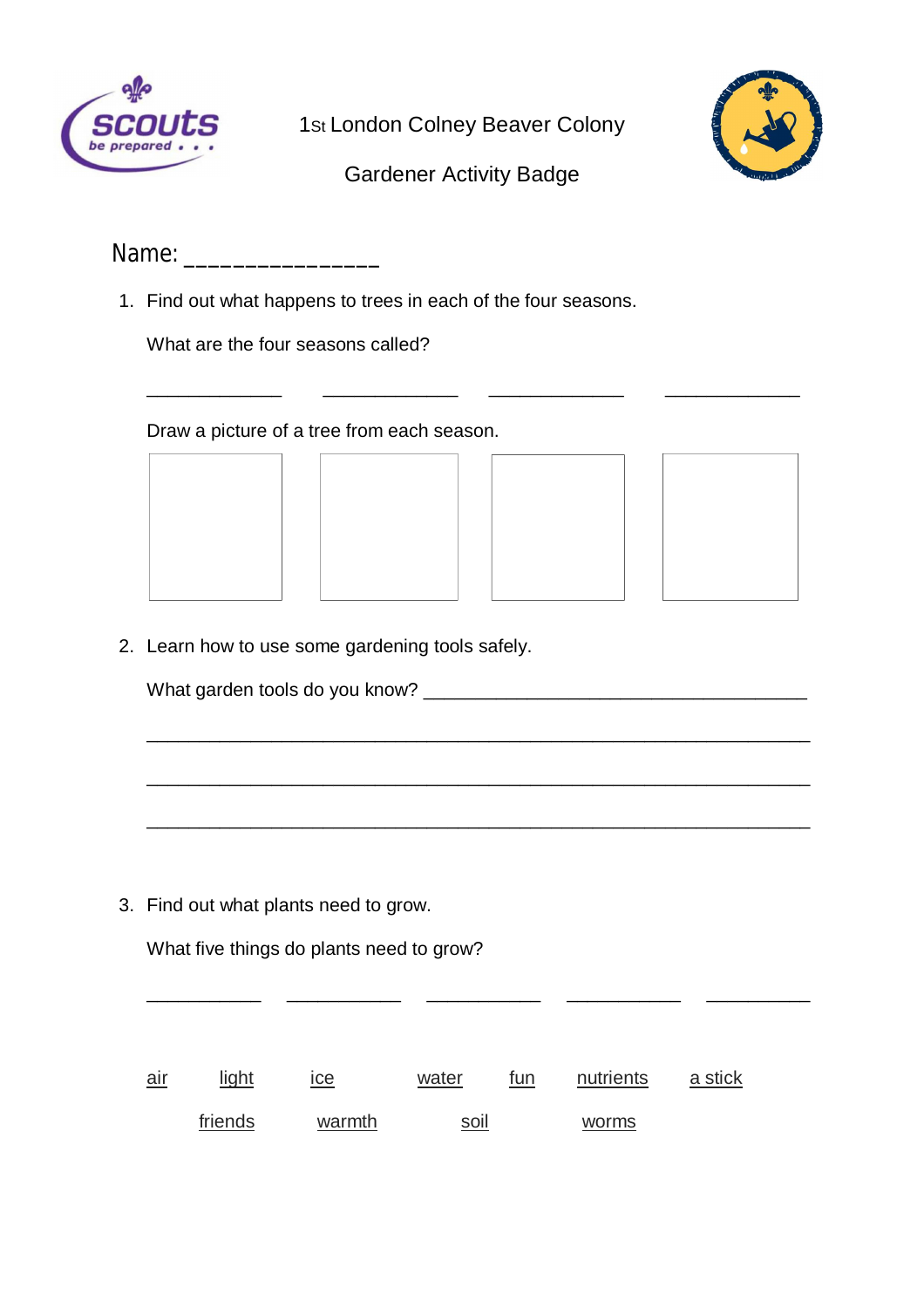1st London Colney Beaver Colony

Gardener Activity Badge

Name: _______________

1. Find out what happens to trees in each of the four seasons.

   What are the four seasons called?

   _____________ _____________ _____________ _____________

   Draw a picture of a tree from each season.

2. Learn how to use some gardening tools safely.

   What garden tools do you know? ____________________________________

   ______________________________________________________________

   ______________________________________________________________

   ______________________________________________________________

3. Find out what plants need to grow.

   What five things do plants need to grow?

   ___________ ___________ ___________ ___________ ___________

air light ice water fun nutrients a stick

friends warmth soil worms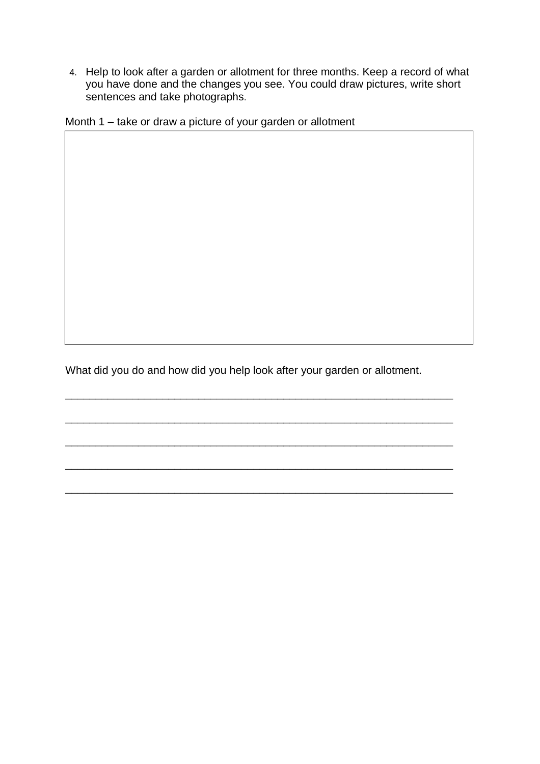4. Help to look after a garden or allotment for three months. Keep a record of what you have done and the changes you see. You could draw pictures, write short sentences and take photographs.

Month 1 – take or draw a picture of your garden or allotment

What did you do and how did you help look after your garden or allotment.

_______________________________________________________________

_______________________________________________________________

_______________________________________________________________

_______________________________________________________________

_______________________________________________________________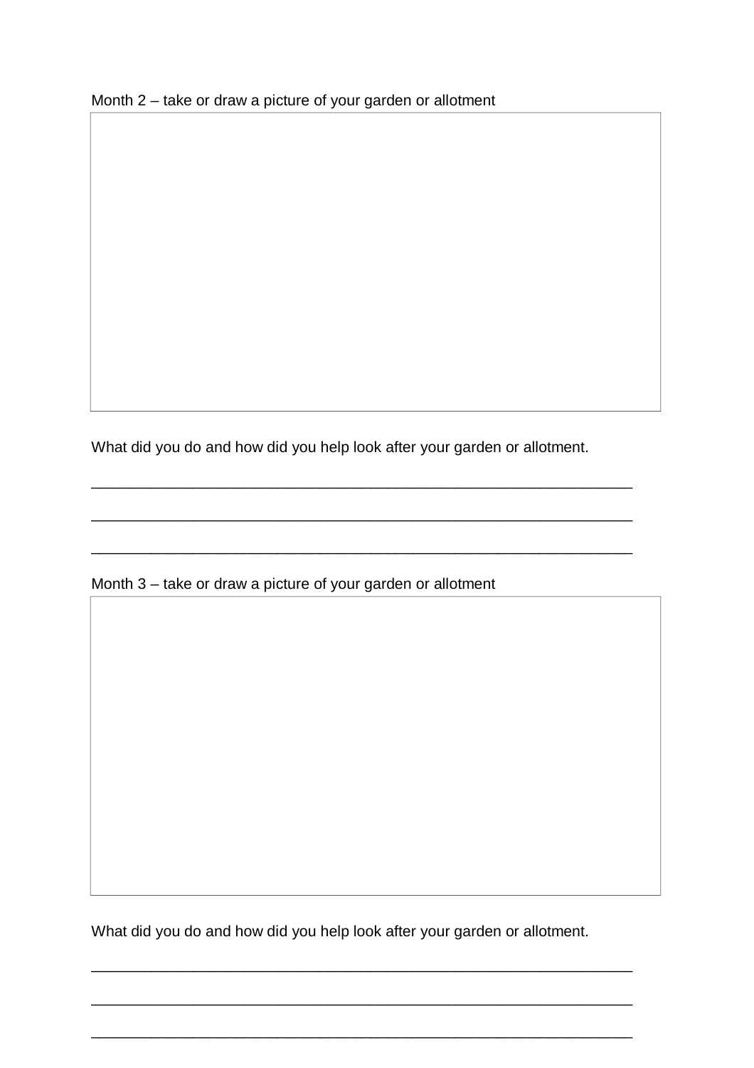Month 2 – take or draw a picture of your garden or allotment

What did you do and how did you help look after your garden or allotment.

_______________________________________________________________

_______________________________________________________________

_______________________________________________________________

Month 3 – take or draw a picture of your garden or allotment

What did you do and how did you help look after your garden or allotment.

_______________________________________________________________

_______________________________________________________________

_______________________________________________________________